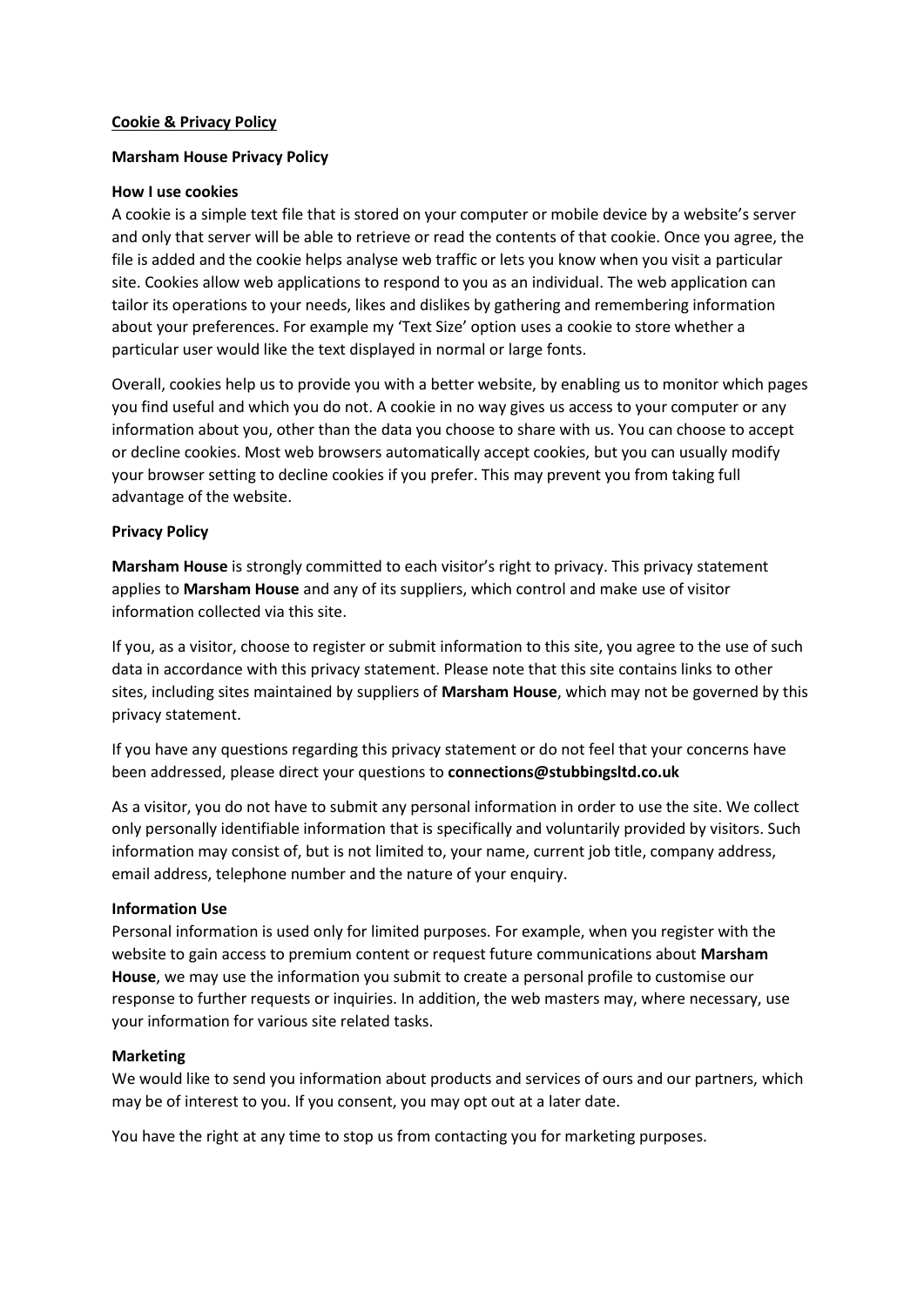**<u>Cookie & Privacy Policy</u>**

**Marsham House Privacy Policy**

**How I use cookies**

A cookie is a simple text file that is stored on your computer or mobile device by a website's server and only that server will be able to retrieve or read the contents of that cookie. Once you agree, the file is added and the cookie helps analyse web traffic or lets you know when you visit a particular site. Cookies allow web applications to respond to you as an individual. The web application can tailor its operations to your needs, likes and dislikes by gathering and remembering information about your preferences. For example my 'Text Size' option uses a cookie to store whether a particular user would like the text displayed in normal or large fonts.

Overall, cookies help us to provide you with a better website, by enabling us to monitor which pages you find useful and which you do not. A cookie in no way gives us access to your computer or any information about you, other than the data you choose to share with us. You can choose to accept or decline cookies. Most web browsers automatically accept cookies, but you can usually modify your browser setting to decline cookies if you prefer. This may prevent you from taking full advantage of the website.

**Privacy Policy**

**Marsham House** is strongly committed to each visitor's right to privacy. This privacy statement applies to **Marsham House** and any of its suppliers, which control and make use of visitor information collected via this site.

If you, as a visitor, choose to register or submit information to this site, you agree to the use of such data in accordance with this privacy statement. Please note that this site contains links to other sites, including sites maintained by suppliers of **Marsham House**, which may not be governed by this privacy statement.

If you have any questions regarding this privacy statement or do not feel that your concerns have been addressed, please direct your questions to **connections@stubbingsltd.co.uk**

As a visitor, you do not have to submit any personal information in order to use the site. We collect only personally identifiable information that is specifically and voluntarily provided by visitors. Such information may consist of, but is not limited to, your name, current job title, company address, email address, telephone number and the nature of your enquiry.

**Information Use**

Personal information is used only for limited purposes. For example, when you register with the website to gain access to premium content or request future communications about **Marsham House**, we may use the information you submit to create a personal profile to customise our response to further requests or inquiries. In addition, the web masters may, where necessary, use your information for various site related tasks.

**Marketing**

We would like to send you information about products and services of ours and our partners, which may be of interest to you. If you consent, you may opt out at a later date.

You have the right at any time to stop us from contacting you for marketing purposes.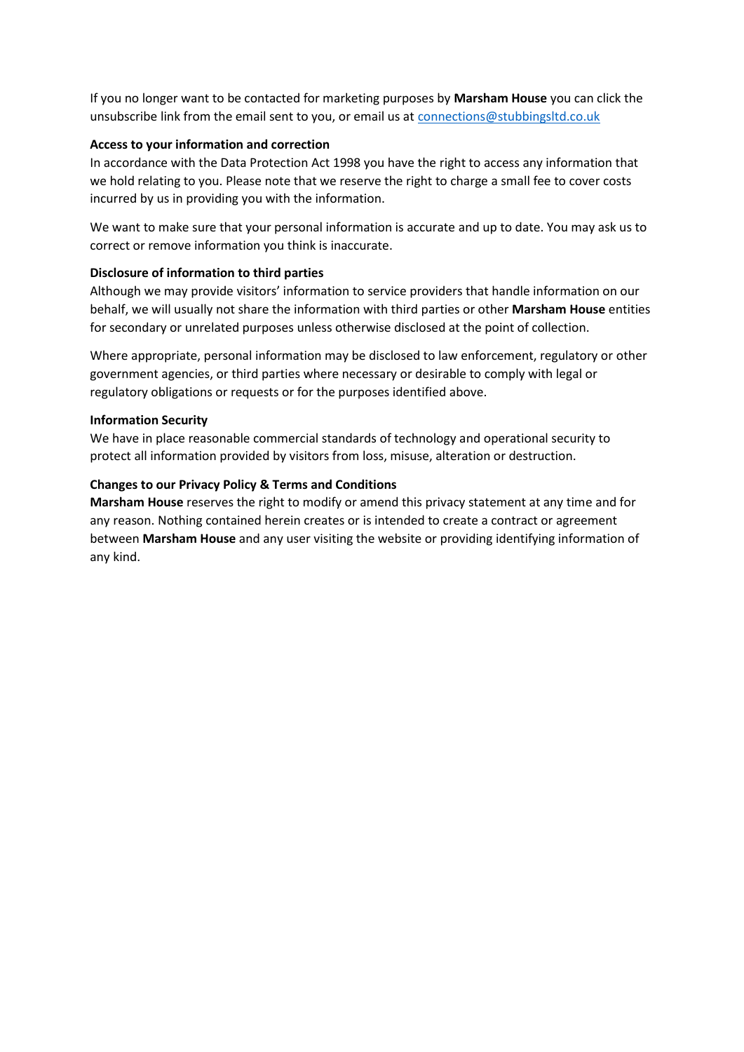If you no longer want to be contacted for marketing purposes by **Marsham House** you can click the unsubscribe link from the email sent to you, or email us at connections@stubbingsltd.co.uk

**Access to your information and correction**

In accordance with the Data Protection Act 1998 you have the right to access any information that we hold relating to you. Please note that we reserve the right to charge a small fee to cover costs incurred by us in providing you with the information.

We want to make sure that your personal information is accurate and up to date. You may ask us to correct or remove information you think is inaccurate.

**Disclosure of information to third parties**

Although we may provide visitors' information to service providers that handle information on our behalf, we will usually not share the information with third parties or other **Marsham House** entities for secondary or unrelated purposes unless otherwise disclosed at the point of collection.

Where appropriate, personal information may be disclosed to law enforcement, regulatory or other government agencies, or third parties where necessary or desirable to comply with legal or regulatory obligations or requests or for the purposes identified above.

**Information Security**

We have in place reasonable commercial standards of technology and operational security to protect all information provided by visitors from loss, misuse, alteration or destruction.

**Changes to our Privacy Policy & Terms and Conditions**

**Marsham House** reserves the right to modify or amend this privacy statement at any time and for any reason. Nothing contained herein creates or is intended to create a contract or agreement between **Marsham House** and any user visiting the website or providing identifying information of any kind.